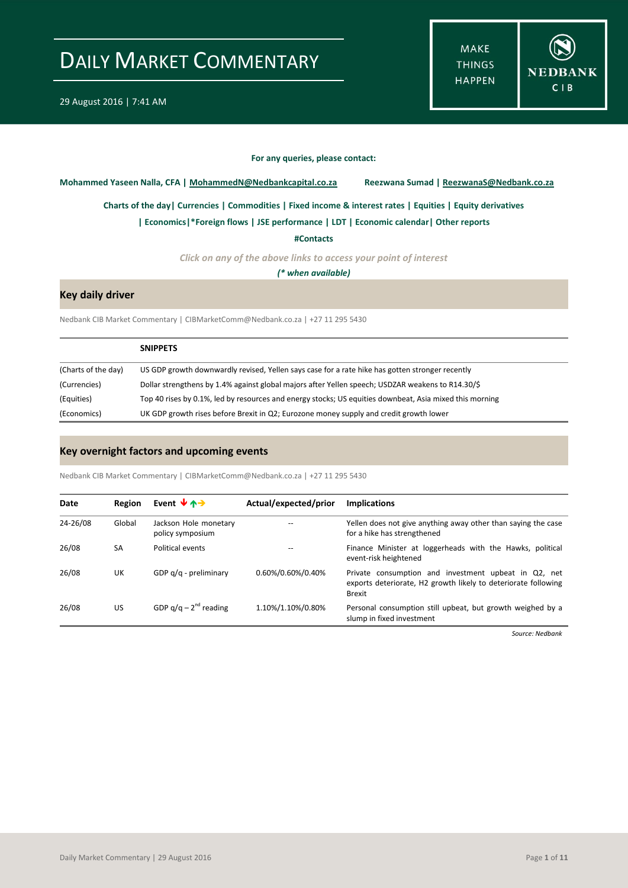# DAILY MARKET COMMENTARY

29 August 2016 | 7:41 AM

MAKE THINGS HAPPEN

NEDBANK CIB

**For any queries, please contact:**

**Mohammed Yaseen Nalla, CFA | MohammedN@Nedbankcapital.co.za** **Reezwana Sumad | ReezwanaS@Nedbank.co.za**

**Charts of the day| Currencies | Commodities | Fixed income & interest rates | Equities | Equity derivatives | Economics|*Foreign flows | JSE performance | LDT | Economic calendar| Other reports**

**#Contacts**

*Click on any of the above links to access your point of interest*

***(* when available)***

## Key daily driver

Nedbank CIB Market Commentary | CIBMarketComm@Nedbank.co.za | +27 11 295 5430

| | SNIPPETS |
|---|---|
| (Charts of the day) | US GDP growth downwardly revised, Yellen says case for a rate hike has gotten stronger recently |
| (Currencies) | Dollar strengthens by 1.4% against global majors after Yellen speech; USDZAR weakens to R14.30/$ |
| (Equities) | Top 40 rises by 0.1%, led by resources and energy stocks; US equities downbeat, Asia mixed this morning |
| (Economics) | UK GDP growth rises before Brexit in Q2; Eurozone money supply and credit growth lower |

## Key overnight factors and upcoming events

Nedbank CIB Market Commentary | CIBMarketComm@Nedbank.co.za | +27 11 295 5430

| Date | Region | Event ↓↑→ | Actual/expected/prior | Implications |
|---|---|---|---|---|
| 24-26/08 | Global | Jackson Hole monetary policy symposium | -- | Yellen does not give anything away other than saying the case for a hike has strengthened |
| 26/08 | SA | Political events | -- | Finance Minister at loggerheads with the Hawks, political event-risk heightened |
| 26/08 | UK | GDP q/q - preliminary | 0.60%/0.60%/0.40% | Private consumption and investment upbeat in Q2, net exports deteriorate, H2 growth likely to deteriorate following Brexit |
| 26/08 | US | GDP q/q – 2nd reading | 1.10%/1.10%/0.80% | Personal consumption still upbeat, but growth weighed by a slump in fixed investment |

*Source: Nedbank*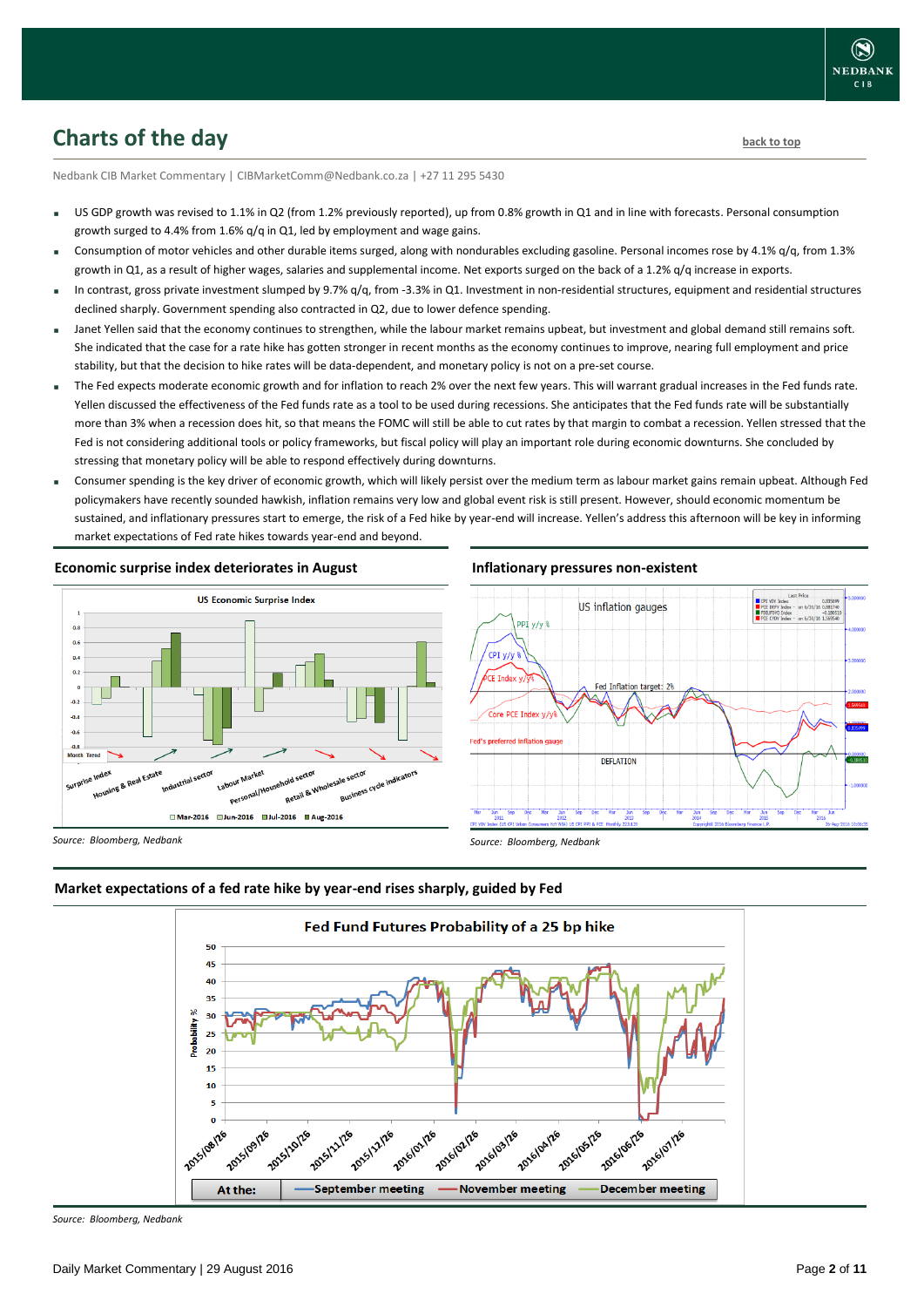## Charts of the day

back to top

Nedbank CIB Market Commentary | CIBMarketComm@Nedbank.co.za | +27 11 295 5430

- US GDP growth was revised to 1.1% in Q2 (from 1.2% previously reported), up from 0.8% growth in Q1 and in line with forecasts. Personal consumption growth surged to 4.4% from 1.6% q/q in Q1, led by employment and wage gains.
- Consumption of motor vehicles and other durable items surged, along with nondurables excluding gasoline. Personal incomes rose by 4.1% q/q, from 1.3% growth in Q1, as a result of higher wages, salaries and supplemental income. Net exports surged on the back of a 1.2% q/q increase in exports.
- In contrast, gross private investment slumped by 9.7% q/q, from -3.3% in Q1. Investment in non-residential structures, equipment and residential structures declined sharply. Government spending also contracted in Q2, due to lower defence spending.
- Janet Yellen said that the economy continues to strengthen, while the labour market remains upbeat, but investment and global demand still remains soft. She indicated that the case for a rate hike has gotten stronger in recent months as the economy continues to improve, nearing full employment and price stability, but that the decision to hike rates will be data-dependent, and monetary policy is not on a pre-set course.
- The Fed expects moderate economic growth and for inflation to reach 2% over the next few years. This will warrant gradual increases in the Fed funds rate. Yellen discussed the effectiveness of the Fed funds rate as a tool to be used during recessions. She anticipates that the Fed funds rate will be substantially more than 3% when a recession does hit, so that means the FOMC will still be able to cut rates by that margin to combat a recession. Yellen stressed that the Fed is not considering additional tools or policy frameworks, but fiscal policy will play an important role during economic downturns. She concluded by stressing that monetary policy will be able to respond effectively during downturns.
- Consumer spending is the key driver of economic growth, which will likely persist over the medium term as labour market gains remain upbeat. Although Fed policymakers have recently sounded hawkish, inflation remains very low and global event risk is still present. However, should economic momentum be sustained, and inflationary pressures start to emerge, the risk of a Fed hike by year-end will increase. Yellen's address this afternoon will be key in informing market expectations of Fed rate hikes towards year-end and beyond.

### Economic surprise index deteriorates in August

*Source: Bloomberg, Nedbank*

### Inflationary pressures non-existent

*Source: Bloomberg, Nedbank*

### Market expectations of a fed rate hike by year-end rises sharply, guided by Fed

*Source: Bloomberg, Nedbank*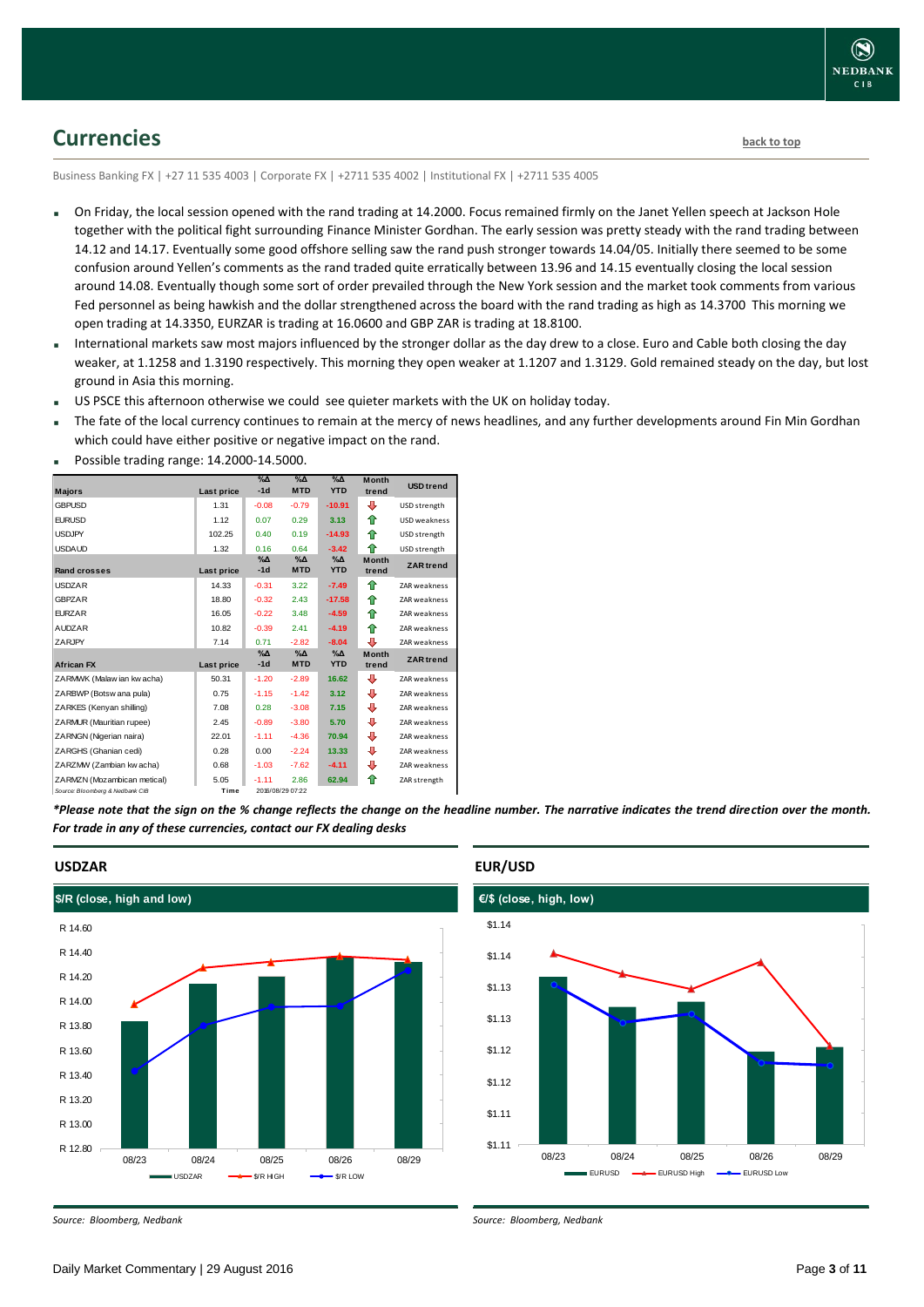# Currencies

back to top

Business Banking FX | +27 11 535 4003 | Corporate FX | +2711 535 4002 | Institutional FX | +2711 535 4005

- On Friday, the local session opened with the rand trading at 14.2000. Focus remained firmly on the Janet Yellen speech at Jackson Hole together with the political fight surrounding Finance Minister Gordhan. The early session was pretty steady with the rand trading between 14.12 and 14.17. Eventually some good offshore selling saw the rand push stronger towards 14.04/05. Initially there seemed to be some confusion around Yellen's comments as the rand traded quite erratically between 13.96 and 14.15 eventually closing the local session around 14.08. Eventually though some sort of order prevailed through the New York session and the market took comments from various Fed personnel as being hawkish and the dollar strengthened across the board with the rand trading as high as 14.3700 This morning we open trading at 14.3350, EURZAR is trading at 16.0600 and GBP ZAR is trading at 18.8100.
- International markets saw most majors influenced by the stronger dollar as the day drew to a close. Euro and Cable both closing the day weaker, at 1.1258 and 1.3190 respectively. This morning they open weaker at 1.1207 and 1.3129. Gold remained steady on the day, but lost ground in Asia this morning.
- US PSCE this afternoon otherwise we could see quieter markets with the UK on holiday today.
- The fate of the local currency continues to remain at the mercy of news headlines, and any further developments around Fin Min Gordhan which could have either positive or negative impact on the rand.
- Possible trading range: 14.2000-14.5000.

| Majors | Last price | %Δ -1d | %Δ MTD | %Δ YTD | Month trend | USD trend |
|---|---|---|---|---|---|---|
| GBPUSD | 1.31 | -0.08 | -0.79 | -10.91 | ⇩ | USD strength |
| EURUSD | 1.12 | 0.07 | 0.29 | 3.13 | ⇧ | USD weakness |
| USDJPY | 102.25 | 0.40 | 0.19 | -14.93 | ⇧ | USD strength |
| USDAUD | 1.32 | 0.16 | 0.64 | -3.42 | ⇧ | USD strength |
| **Rand crosses** | **Last price** | **%Δ -1d** | **%Δ MTD** | **%Δ YTD** | **Month trend** | **ZAR trend** |
| USDZAR | 14.33 | -0.31 | 3.22 | -7.49 | ⇧ | ZAR weakness |
| GBPZAR | 18.80 | -0.32 | 2.43 | -17.58 | ⇧ | ZAR weakness |
| EURZAR | 16.05 | -0.22 | 3.48 | -4.59 | ⇧ | ZAR weakness |
| AUDZAR | 10.82 | -0.39 | 2.41 | -4.19 | ⇧ | ZAR weakness |
| ZARJPY | 7.14 | 0.71 | -2.82 | -8.04 | ⇩ | ZAR weakness |
| **African FX** | **Last price** | **%Δ -1d** | **%Δ MTD** | **%Δ YTD** | **Month trend** | **ZAR trend** |
| ZARMWK (Malawian kwacha) | 50.31 | -1.20 | -2.89 | 16.62 | ⇩ | ZAR weakness |
| ZARBWP (Botswana pula) | 0.75 | -1.15 | -1.42 | 3.12 | ⇩ | ZAR weakness |
| ZARKES (Kenyan shilling) | 7.08 | 0.28 | -3.08 | 7.15 | ⇩ | ZAR weakness |
| ZARMUR (Mauritian rupee) | 2.45 | -0.89 | -3.80 | 5.70 | ⇩ | ZAR weakness |
| ZARNGN (Nigerian naira) | 22.01 | -1.11 | -4.36 | 70.94 | ⇩ | ZAR weakness |
| ZARGHS (Ghanian cedi) | 0.28 | 0.00 | -2.24 | 13.33 | ⇩ | ZAR weakness |
| ZARZMW (Zambian kwacha) | 0.68 | -1.03 | -7.62 | -4.11 | ⇩ | ZAR weakness |
| ZARMZN (Mozambican metical) | 5.05 | -1.11 | 2.86 | 62.94 | ⇧ | ZAR strength |

Source: Bloomberg & Nedbank CIB | Time | 2016/08/29 07:22

*\*Please note that the sign on the % change reflects the change on the headline number. The narrative indicates the trend direction over the month. For trade in any of these currencies, contact our FX dealing desks*

## USDZAR

$/R (close, high and low)

Source: Bloomberg, Nedbank

## EUR/USD

€/$ (close, high, low)

Source: Bloomberg, Nedbank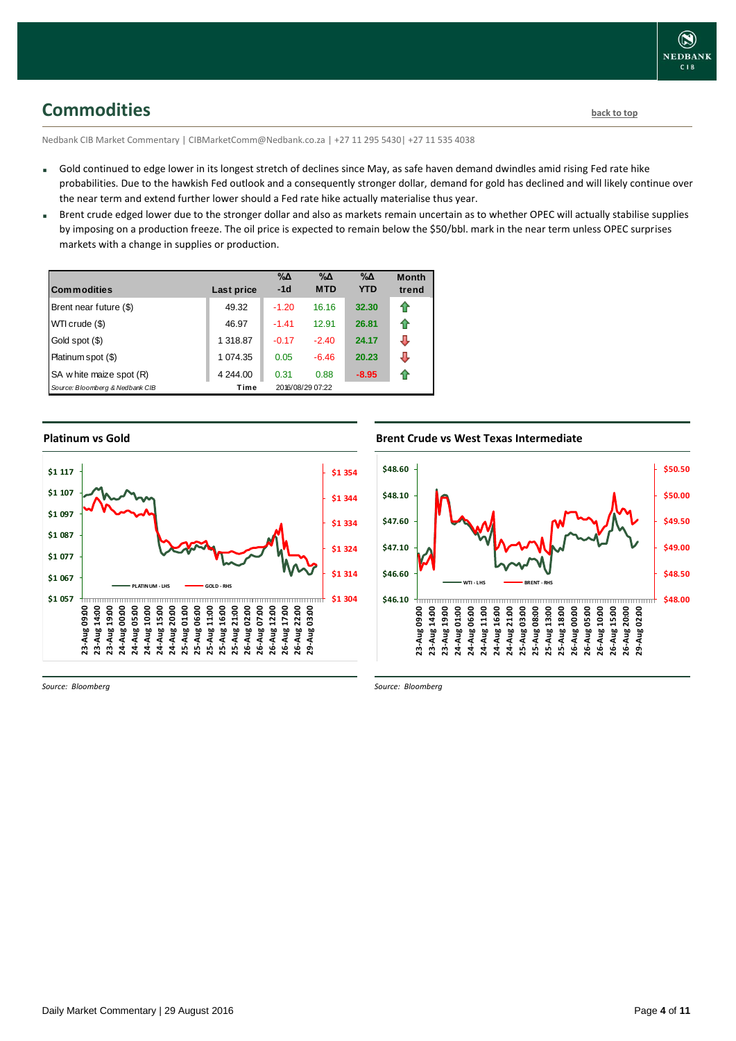## Commodities

back to top

Nedbank CIB Market Commentary | CIBMarketComm@Nedbank.co.za | +27 11 295 5430| +27 11 535 4038

- Gold continued to edge lower in its longest stretch of declines since May, as safe haven demand dwindles amid rising Fed rate hike probabilities. Due to the hawkish Fed outlook and a consequently stronger dollar, demand for gold has declined and will likely continue over the near term and extend further lower should a Fed rate hike actually materialise thus year.
- Brent crude edged lower due to the stronger dollar and also as markets remain uncertain as to whether OPEC will actually stabilise supplies by imposing on a production freeze. The oil price is expected to remain below the $50/bbl. mark in the near term unless OPEC surprises markets with a change in supplies or production.

| Commodities | Last price | %Δ -1d | %Δ MTD | %Δ YTD | Month trend |
|---|---|---|---|---|---|
| Brent near future ($) | 49.32 | -1.20 | 16.16 | 32.30 | ⇧ |
| WTI crude ($) | 46.97 | -1.41 | 12.91 | 26.81 | ⇧ |
| Gold spot ($) | 1 318.87 | -0.17 | -2.40 | 24.17 | ⇩ |
| Platinum spot ($) | 1 074.35 | 0.05 | -6.46 | 20.23 | ⇩ |
| SA white maize spot (R) | 4 244.00 | 0.31 | 0.88 | -8.95 | ⇧ |
| Source: Bloomberg & Nedbank CIB | Time | 2016/08/29 07:22 | | | |

### Platinum vs Gold

*Source: Bloomberg*

### Brent Crude vs West Texas Intermediate

*Source: Bloomberg*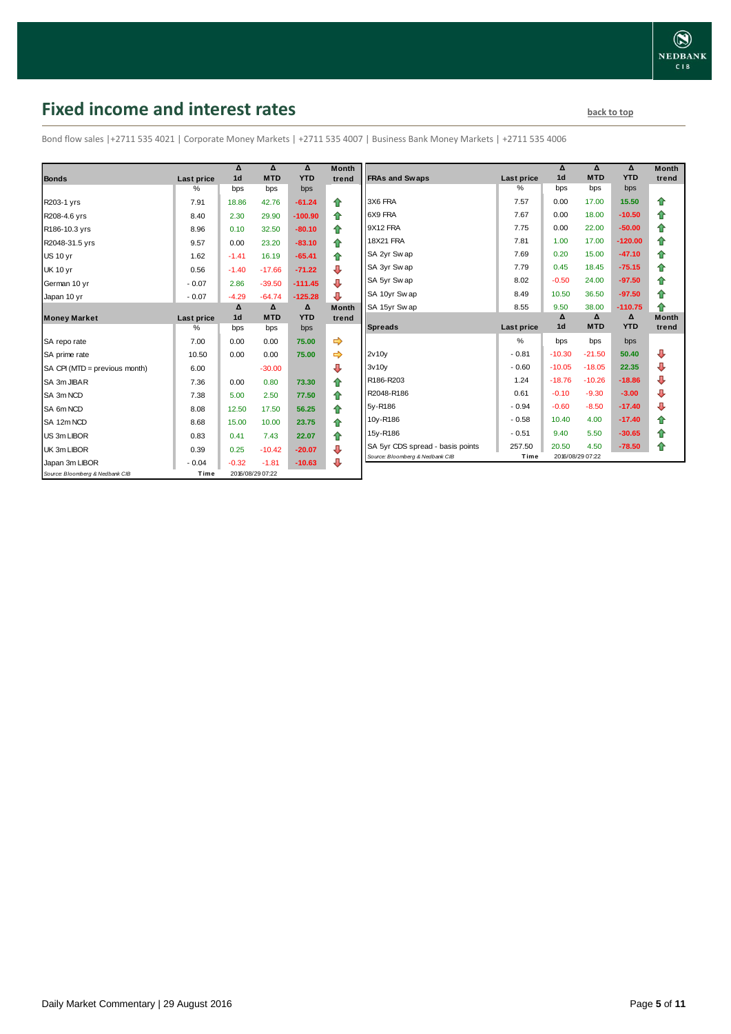## Fixed income and interest rates

back to top

Bond flow sales |+2711 535 4021 | Corporate Money Markets | +2711 535 4007 | Business Bank Money Markets | +2711 535 4006

| Bonds | Last price | Δ 1d | Δ MTD | Δ YTD | Month trend |
|---|---|---|---|---|---|
| | % | bps | bps | bps | |
| R203-1 yrs | 7.91 | 18.86 | 42.76 | -61.24 | ⇧ |
| R208-4.6 yrs | 8.40 | 2.30 | 29.90 | -100.90 | ⇧ |
| R186-10.3 yrs | 8.96 | 0.10 | 32.50 | -80.10 | ⇧ |
| R2048-31.5 yrs | 9.57 | 0.00 | 23.20 | -83.10 | ⇧ |
| US 10 yr | 1.62 | -1.41 | 16.19 | -65.41 | ⇧ |
| UK 10 yr | 0.56 | -1.40 | -17.66 | -71.22 | ⇩ |
| German 10 yr | -0.07 | 2.86 | -39.50 | -111.45 | ⇩ |
| Japan 10 yr | -0.07 | -4.29 | -64.74 | -125.28 | ⇩ |

| Money Market | Last price | Δ 1d | Δ MTD | Δ YTD | Month trend |
|---|---|---|---|---|---|
| | % | bps | bps | bps | |
| SA repo rate | 7.00 | 0.00 | 0.00 | 75.00 | ⇨ |
| SA prime rate | 10.50 | 0.00 | 0.00 | 75.00 | ⇨ |
| SA CPI (MTD = previous month) | 6.00 | | -30.00 | | ⇩ |
| SA 3m JIBAR | 7.36 | 0.00 | 0.80 | 73.30 | ⇧ |
| SA 3m NCD | 7.38 | 5.00 | 2.50 | 77.50 | ⇧ |
| SA 6m NCD | 8.08 | 12.50 | 17.50 | 56.25 | ⇧ |
| SA 12m NCD | 8.68 | 15.00 | 10.00 | 23.75 | ⇧ |
| US 3m LIBOR | 0.83 | 0.41 | 7.43 | 22.07 | ⇧ |
| UK 3m LIBOR | 0.39 | 0.25 | -10.42 | -20.07 | ⇩ |
| Japan 3m LIBOR | -0.04 | -0.32 | -1.81 | -10.63 | ⇩ |

Source: Bloomberg & Nedbank CIB | Time 2016/08/29 07:22

| FRAs and Swaps | Last price | Δ 1d | Δ MTD | Δ YTD | Month trend |
|---|---|---|---|---|---|
| | % | bps | bps | bps | |
| 3X6 FRA | 7.57 | 0.00 | 17.00 | 15.50 | ⇧ |
| 6X9 FRA | 7.67 | 0.00 | 18.00 | -10.50 | ⇧ |
| 9X12 FRA | 7.75 | 0.00 | 22.00 | -50.00 | ⇧ |
| 18X21 FRA | 7.81 | 1.00 | 17.00 | -120.00 | ⇧ |
| SA 2yr Swap | 7.69 | 0.20 | 15.00 | -47.10 | ⇧ |
| SA 3yr Swap | 7.79 | 0.45 | 18.45 | -75.15 | ⇧ |
| SA 5yr Swap | 8.02 | -0.50 | 24.00 | -97.50 | ⇧ |
| SA 10yr Swap | 8.49 | 10.50 | 36.50 | -97.50 | ⇧ |
| SA 15yr Swap | 8.55 | 9.50 | 38.00 | -110.75 | ⇧ |

| Spreads | Last price | Δ 1d | Δ MTD | Δ YTD | Month trend |
|---|---|---|---|---|---|
| | % | bps | bps | bps | |
| 2v10y | -0.81 | -10.30 | -21.50 | 50.40 | ⇩ |
| 3v10y | -0.60 | -10.05 | -18.05 | 22.35 | ⇩ |
| R186-R203 | 1.24 | -18.76 | -10.26 | -18.86 | ⇩ |
| R2048-R186 | 0.61 | -0.10 | -9.30 | -3.00 | ⇩ |
| 5y-R186 | -0.94 | -0.60 | -8.50 | -17.40 | ⇩ |
| 10y-R186 | -0.58 | 10.40 | 4.00 | -17.40 | ⇧ |
| 15y-R186 | -0.51 | 9.40 | 5.50 | -30.65 | ⇧ |
| SA 5yr CDS spread - basis points | 257.50 | 20.50 | 4.50 | -78.50 | ⇧ |

Source: Bloomberg & Nedbank CIB | Time 2016/08/29 07:22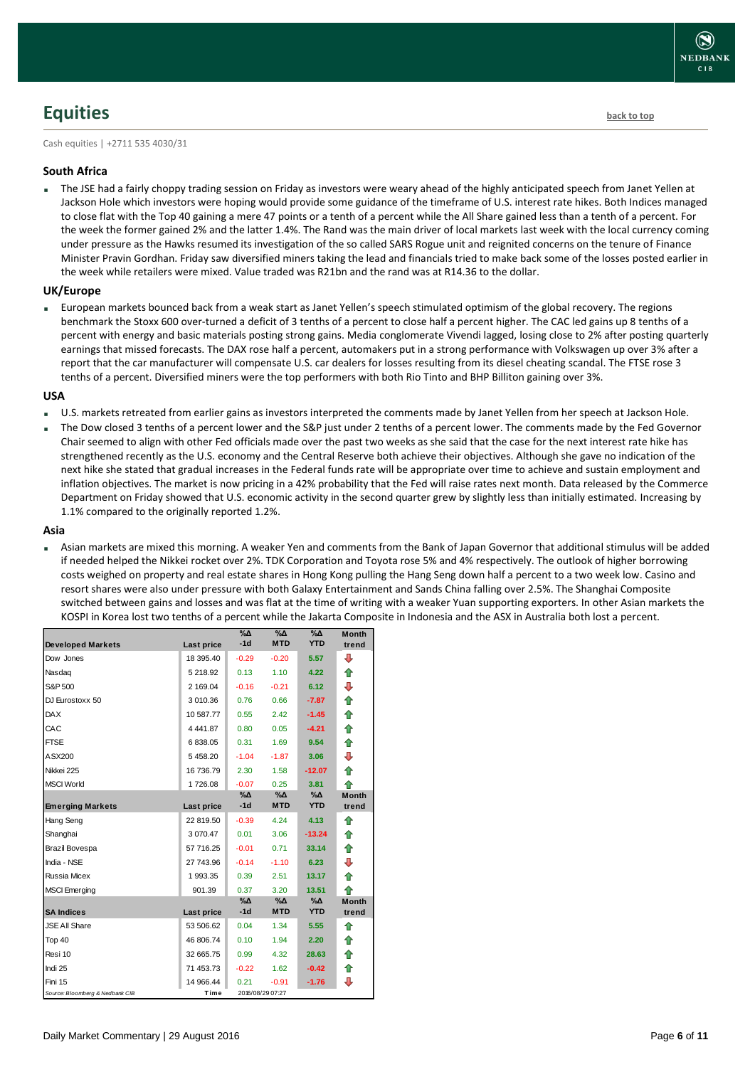## Equities

back to top

Cash equities | +2711 535 4030/31

### South Africa

- The JSE had a fairly choppy trading session on Friday as investors were weary ahead of the highly anticipated speech from Janet Yellen at Jackson Hole which investors were hoping would provide some guidance of the timeframe of U.S. interest rate hikes. Both Indices managed to close flat with the Top 40 gaining a mere 47 points or a tenth of a percent while the All Share gained less than a tenth of a percent. For the week the former gained 2% and the latter 1.4%. The Rand was the main driver of local markets last week with the local currency coming under pressure as the Hawks resumed its investigation of the so called SARS Rogue unit and reignited concerns on the tenure of Finance Minister Pravin Gordhan. Friday saw diversified miners taking the lead and financials tried to make back some of the losses posted earlier in the week while retailers were mixed. Value traded was R21bn and the rand was at R14.36 to the dollar.

### UK/Europe

- European markets bounced back from a weak start as Janet Yellen's speech stimulated optimism of the global recovery. The regions benchmark the Stoxx 600 over-turned a deficit of 3 tenths of a percent to close half a percent higher. The CAC led gains up 8 tenths of a percent with energy and basic materials posting strong gains. Media conglomerate Vivendi lagged, losing close to 2% after posting quarterly earnings that missed forecasts. The DAX rose half a percent, automakers put in a strong performance with Volkswagen up over 3% after a report that the car manufacturer will compensate U.S. car dealers for losses resulting from its diesel cheating scandal. The FTSE rose 3 tenths of a percent. Diversified miners were the top performers with both Rio Tinto and BHP Billiton gaining over 3%.

### USA

- U.S. markets retreated from earlier gains as investors interpreted the comments made by Janet Yellen from her speech at Jackson Hole.
- The Dow closed 3 tenths of a percent lower and the S&P just under 2 tenths of a percent lower. The comments made by the Fed Governor Chair seemed to align with other Fed officials made over the past two weeks as she said that the case for the next interest rate hike has strengthened recently as the U.S. economy and the Central Reserve both achieve their objectives. Although she gave no indication of the next hike she stated that gradual increases in the Federal funds rate will be appropriate over time to achieve and sustain employment and inflation objectives. The market is now pricing in a 42% probability that the Fed will raise rates next month. Data released by the Commerce Department on Friday showed that U.S. economic activity in the second quarter grew by slightly less than initially estimated. Increasing by 1.1% compared to the originally reported 1.2%.

### Asia

- Asian markets are mixed this morning. A weaker Yen and comments from the Bank of Japan Governor that additional stimulus will be added if needed helped the Nikkei rocket over 2%. TDK Corporation and Toyota rose 5% and 4% respectively. The outlook of higher borrowing costs weighed on property and real estate shares in Hong Kong pulling the Hang Seng down half a percent to a two week low. Casino and resort shares were also under pressure with both Galaxy Entertainment and Sands China falling over 2.5%. The Shanghai Composite switched between gains and losses and was flat at the time of writing with a weaker Yuan supporting exporters. In other Asian markets the KOSPI in Korea lost two tenths of a percent while the Jakarta Composite in Indonesia and the ASX in Australia both lost a percent.

| Developed Markets | Last price | %Δ -1d | %Δ MTD | %Δ YTD | Month trend |
|---|---|---|---|---|---|
| Dow Jones | 18 395.40 | -0.29 | -0.20 | 5.57 | ⇩ |
| Nasdaq | 5 218.92 | 0.13 | 1.10 | 4.22 | ⇧ |
| S&P 500 | 2 169.04 | -0.16 | -0.21 | 6.12 | ⇩ |
| DJ Eurostoxx 50 | 3 010.36 | 0.76 | 0.66 | -7.87 | ⇧ |
| DAX | 10 587.77 | 0.55 | 2.42 | -1.45 | ⇧ |
| CAC | 4 441.87 | 0.80 | 0.05 | -4.21 | ⇧ |
| FTSE | 6 838.05 | 0.31 | 1.69 | 9.54 | ⇧ |
| ASX200 | 5 458.20 | -1.04 | -1.87 | 3.06 | ⇩ |
| Nikkei 225 | 16 736.79 | 2.30 | 1.58 | -12.07 | ⇧ |
| MSCI World | 1 726.08 | -0.07 | 0.25 | 3.81 | ⇧ |
| **Emerging Markets** | **Last price** | **%Δ -1d** | **%Δ MTD** | **%Δ YTD** | **Month trend** |
| Hang Seng | 22 819.50 | -0.39 | 4.24 | 4.13 | ⇧ |
| Shanghai | 3 070.47 | 0.01 | 3.06 | -13.24 | ⇧ |
| Brazil Bovespa | 57 716.25 | -0.01 | 0.71 | 33.14 | ⇧ |
| India - NSE | 27 743.96 | -0.14 | -1.10 | 6.23 | ⇩ |
| Russia Micex | 1 993.35 | 0.39 | 2.51 | 13.17 | ⇧ |
| MSCI Emerging | 901.39 | 0.37 | 3.20 | 13.51 | ⇧ |
| **SA Indices** | **Last price** | **%Δ -1d** | **%Δ MTD** | **%Δ YTD** | **Month trend** |
| JSE All Share | 53 506.62 | 0.04 | 1.34 | 5.55 | ⇧ |
| Top 40 | 46 806.74 | 0.10 | 1.94 | 2.20 | ⇧ |
| Resi 10 | 32 665.75 | 0.99 | 4.32 | 28.63 | ⇧ |
| Indi 25 | 71 453.73 | -0.22 | 1.62 | -0.42 | ⇧ |
| Fini 15 | 14 966.44 | 0.21 | -0.91 | -1.76 | ⇩ |
| Source: Bloomberg & Nedbank CIB | Time | 2016/08/29 07:27 | | | |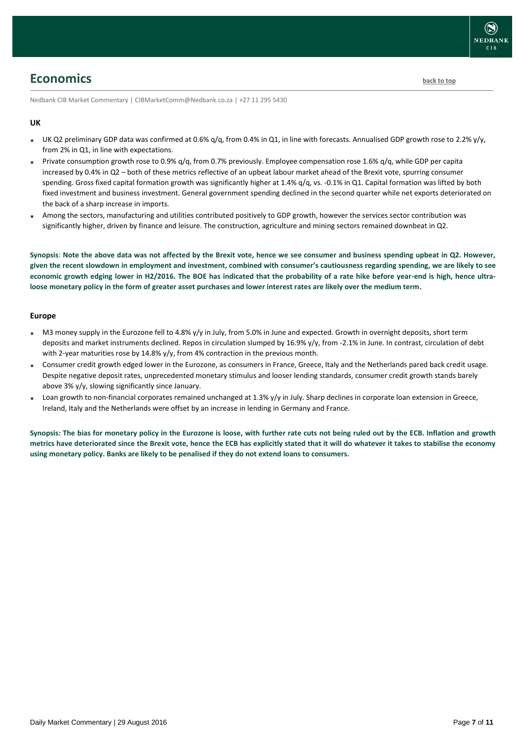## Economics

back to top

Nedbank CIB Market Commentary | CIBMarketComm@Nedbank.co.za | +27 11 295 5430

### UK

- UK Q2 preliminary GDP data was confirmed at 0.6% q/q, from 0.4% in Q1, in line with forecasts. Annualised GDP growth rose to 2.2% y/y, from 2% in Q1, in line with expectations.
- Private consumption growth rose to 0.9% q/q, from 0.7% previously. Employee compensation rose 1.6% q/q, while GDP per capita increased by 0.4% in Q2 – both of these metrics reflective of an upbeat labour market ahead of the Brexit vote, spurring consumer spending. Gross fixed capital formation growth was significantly higher at 1.4% q/q, vs. -0.1% in Q1. Capital formation was lifted by both fixed investment and business investment. General government spending declined in the second quarter while net exports deteriorated on the back of a sharp increase in imports.
- Among the sectors, manufacturing and utilities contributed positively to GDP growth, however the services sector contribution was significantly higher, driven by finance and leisure. The construction, agriculture and mining sectors remained downbeat in Q2.

**Synopsis**: **Note the above data was not affected by the Brexit vote, hence we see consumer and business spending upbeat in Q2. However, given the recent slowdown in employment and investment, combined with consumer's cautiousness regarding spending, we are likely to see economic growth edging lower in H2/2016. The BOE has indicated that the probability of a rate hike before year-end is high, hence ultra-loose monetary policy in the form of greater asset purchases and lower interest rates are likely over the medium term.**

### Europe

- M3 money supply in the Eurozone fell to 4.8% y/y in July, from 5.0% in June and expected. Growth in overnight deposits, short term deposits and market instruments declined. Repos in circulation slumped by 16.9% y/y, from -2.1% in June. In contrast, circulation of debt with 2-year maturities rose by 14.8% y/y, from 4% contraction in the previous month.
- Consumer credit growth edged lower in the Eurozone, as consumers in France, Greece, Italy and the Netherlands pared back credit usage. Despite negative deposit rates, unprecedented monetary stimulus and looser lending standards, consumer credit growth stands barely above 3% y/y, slowing significantly since January.
- Loan growth to non-financial corporates remained unchanged at 1.3% y/y in July. Sharp declines in corporate loan extension in Greece, Ireland, Italy and the Netherlands were offset by an increase in lending in Germany and France.

**Synopsis: The bias for monetary policy in the Eurozone is loose, with further rate cuts not being ruled out by the ECB. Inflation and growth metrics have deteriorated since the Brexit vote, hence the ECB has explicitly stated that it will do whatever it takes to stabilise the economy using monetary policy. Banks are likely to be penalised if they do not extend loans to consumers.**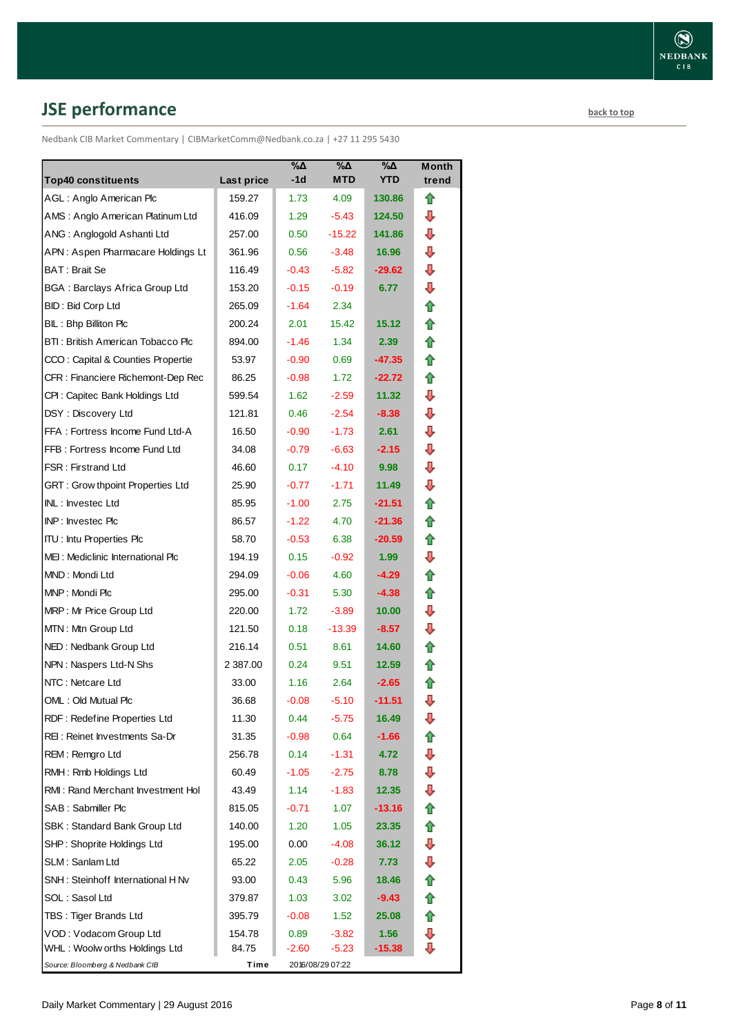## JSE performance

back to top

Nedbank CIB Market Commentary | CIBMarketComm@Nedbank.co.za | +27 11 295 5430

| Top40 constituents | Last price | %Δ -1d | %Δ MTD | %Δ YTD | Month trend |
|---|---|---|---|---|---|
| AGL : Anglo American Plc | 159.27 | 1.73 | 4.09 | 130.86 | ⇧ |
| AMS : Anglo American Platinum Ltd | 416.09 | 1.29 | -5.43 | 124.50 | ⇩ |
| ANG : Anglogold Ashanti Ltd | 257.00 | 0.50 | -15.22 | 141.86 | ⇩ |
| APN : Aspen Pharmacare Holdings Lt | 361.96 | 0.56 | -3.48 | 16.96 | ⇩ |
| BAT : Brait Se | 116.49 | -0.43 | -5.82 | -29.62 | ⇩ |
| BGA : Barclays Africa Group Ltd | 153.20 | -0.15 | -0.19 | 6.77 | ⇩ |
| BID : Bid Corp Ltd | 265.09 | -1.64 | 2.34 | | ⇧ |
| BIL : Bhp Billiton Plc | 200.24 | 2.01 | 15.42 | 15.12 | ⇧ |
| BTI : British American Tobacco Plc | 894.00 | -1.46 | 1.34 | 2.39 | ⇧ |
| CCO : Capital & Counties Propertie | 53.97 | -0.90 | 0.69 | -47.35 | ⇧ |
| CFR : Financiere Richemont-Dep Rec | 86.25 | -0.98 | 1.72 | -22.72 | ⇧ |
| CPI : Capitec Bank Holdings Ltd | 599.54 | 1.62 | -2.59 | 11.32 | ⇩ |
| DSY : Discovery Ltd | 121.81 | 0.46 | -2.54 | -8.38 | ⇩ |
| FFA : Fortress Income Fund Ltd-A | 16.50 | -0.90 | -1.73 | 2.61 | ⇩ |
| FFB : Fortress Income Fund Ltd | 34.08 | -0.79 | -6.63 | -2.15 | ⇩ |
| FSR : Firstrand Ltd | 46.60 | 0.17 | -4.10 | 9.98 | ⇩ |
| GRT : Growthpoint Properties Ltd | 25.90 | -0.77 | -1.71 | 11.49 | ⇩ |
| INL : Investec Ltd | 85.95 | -1.00 | 2.75 | -21.51 | ⇧ |
| INP : Investec Plc | 86.57 | -1.22 | 4.70 | -21.36 | ⇧ |
| ITU : Intu Properties Plc | 58.70 | -0.53 | 6.38 | -20.59 | ⇧ |
| MEI : Mediclinic International Plc | 194.19 | 0.15 | -0.92 | 1.99 | ⇩ |
| MND : Mondi Ltd | 294.09 | -0.06 | 4.60 | -4.29 | ⇧ |
| MNP : Mondi Plc | 295.00 | -0.31 | 5.30 | -4.38 | ⇧ |
| MRP : Mr Price Group Ltd | 220.00 | 1.72 | -3.89 | 10.00 | ⇩ |
| MTN : Mtn Group Ltd | 121.50 | 0.18 | -13.39 | -8.57 | ⇩ |
| NED : Nedbank Group Ltd | 216.14 | 0.51 | 8.61 | 14.60 | ⇧ |
| NPN : Naspers Ltd-N Shs | 2 387.00 | 0.24 | 9.51 | 12.59 | ⇧ |
| NTC : Netcare Ltd | 33.00 | 1.16 | 2.64 | -2.65 | ⇧ |
| OML : Old Mutual Plc | 36.68 | -0.08 | -5.10 | -11.51 | ⇩ |
| RDF : Redefine Properties Ltd | 11.30 | 0.44 | -5.75 | 16.49 | ⇩ |
| REI : Reinet Investments Sa-Dr | 31.35 | -0.98 | 0.64 | -1.66 | ⇧ |
| REM : Remgro Ltd | 256.78 | 0.14 | -1.31 | 4.72 | ⇩ |
| RMH : Rmb Holdings Ltd | 60.49 | -1.05 | -2.75 | 8.78 | ⇩ |
| RMI : Rand Merchant Investment Hol | 43.49 | 1.14 | -1.83 | 12.35 | ⇩ |
| SAB : Sabmiller Plc | 815.05 | -0.71 | 1.07 | -13.16 | ⇧ |
| SBK : Standard Bank Group Ltd | 140.00 | 1.20 | 1.05 | 23.35 | ⇧ |
| SHP : Shoprite Holdings Ltd | 195.00 | 0.00 | -4.08 | 36.12 | ⇩ |
| SLM : Sanlam Ltd | 65.22 | 2.05 | -0.28 | 7.73 | ⇩ |
| SNH : Steinhoff International H Nv | 93.00 | 0.43 | 5.96 | 18.46 | ⇧ |
| SOL : Sasol Ltd | 379.87 | 1.03 | 3.02 | -9.43 | ⇧ |
| TBS : Tiger Brands Ltd | 395.79 | -0.08 | 1.52 | 25.08 | ⇧ |
| VOD : Vodacom Group Ltd | 154.78 | 0.89 | -3.82 | 1.56 | ⇩ |
| WHL : Woolworths Holdings Ltd | 84.75 | -2.60 | -5.23 | -15.38 | ⇩ |

*Source: Bloomberg & Nedbank CIB* — Time 2016/08/29 07:22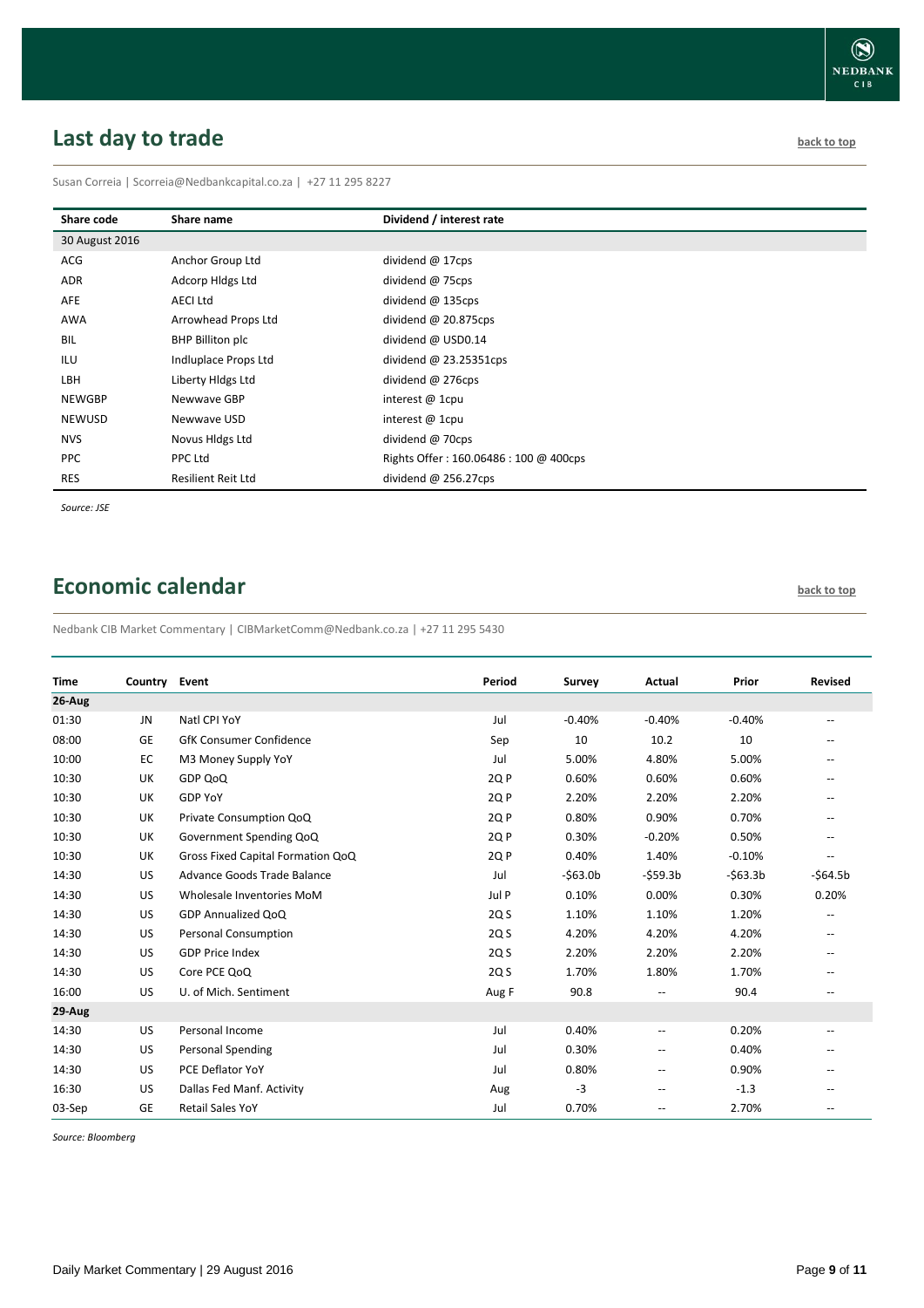## Last day to trade

back to top

Susan Correia | Scorreia@Nedbankcapital.co.za | +27 11 295 8227

| Share code | Share name | Dividend / interest rate |
|---|---|---|
| 30 August 2016 | | |
| ACG | Anchor Group Ltd | dividend @ 17cps |
| ADR | Adcorp Hldgs Ltd | dividend @ 75cps |
| AFE | AECI Ltd | dividend @ 135cps |
| AWA | Arrowhead Props Ltd | dividend @ 20.875cps |
| BIL | BHP Billiton plc | dividend @ USD0.14 |
| ILU | Indluplace Props Ltd | dividend @ 23.25351cps |
| LBH | Liberty Hldgs Ltd | dividend @ 276cps |
| NEWGBP | Newwave GBP | interest @ 1cpu |
| NEWUSD | Newwave USD | interest @ 1cpu |
| NVS | Novus Hldgs Ltd | dividend @ 70cps |
| PPC | PPC Ltd | Rights Offer : 160.06486 : 100 @ 400cps |
| RES | Resilient Reit Ltd | dividend @ 256.27cps |

*Source: JSE*

## Economic calendar

back to top

Nedbank CIB Market Commentary | CIBMarketComm@Nedbank.co.za | +27 11 295 5430

| Time | Country | Event | Period | Survey | Actual | Prior | Revised |
|---|---|---|---|---|---|---|---|
| **26-Aug** | | | | | | | |
| 01:30 | JN | Natl CPI YoY | Jul | -0.40% | -0.40% | -0.40% | -- |
| 08:00 | GE | GfK Consumer Confidence | Sep | 10 | 10.2 | 10 | -- |
| 10:00 | EC | M3 Money Supply YoY | Jul | 5.00% | 4.80% | 5.00% | -- |
| 10:30 | UK | GDP QoQ | 2Q P | 0.60% | 0.60% | 0.60% | -- |
| 10:30 | UK | GDP YoY | 2Q P | 2.20% | 2.20% | 2.20% | -- |
| 10:30 | UK | Private Consumption QoQ | 2Q P | 0.80% | 0.90% | 0.70% | -- |
| 10:30 | UK | Government Spending QoQ | 2Q P | 0.30% | -0.20% | 0.50% | -- |
| 10:30 | UK | Gross Fixed Capital Formation QoQ | 2Q P | 0.40% | 1.40% | -0.10% | -- |
| 14:30 | US | Advance Goods Trade Balance | Jul | -$63.0b | -$59.3b | -$63.3b | -$64.5b |
| 14:30 | US | Wholesale Inventories MoM | Jul P | 0.10% | 0.00% | 0.30% | 0.20% |
| 14:30 | US | GDP Annualized QoQ | 2Q S | 1.10% | 1.10% | 1.20% | -- |
| 14:30 | US | Personal Consumption | 2Q S | 4.20% | 4.20% | 4.20% | -- |
| 14:30 | US | GDP Price Index | 2Q S | 2.20% | 2.20% | 2.20% | -- |
| 14:30 | US | Core PCE QoQ | 2Q S | 1.70% | 1.80% | 1.70% | -- |
| 16:00 | US | U. of Mich. Sentiment | Aug F | 90.8 | -- | 90.4 | -- |
| **29-Aug** | | | | | | | |
| 14:30 | US | Personal Income | Jul | 0.40% | -- | 0.20% | -- |
| 14:30 | US | Personal Spending | Jul | 0.30% | -- | 0.40% | -- |
| 14:30 | US | PCE Deflator YoY | Jul | 0.80% | -- | 0.90% | -- |
| 16:30 | US | Dallas Fed Manf. Activity | Aug | -3 | -- | -1.3 | -- |
| 03-Sep | GE | Retail Sales YoY | Jul | 0.70% | -- | 2.70% | -- |

*Source: Bloomberg*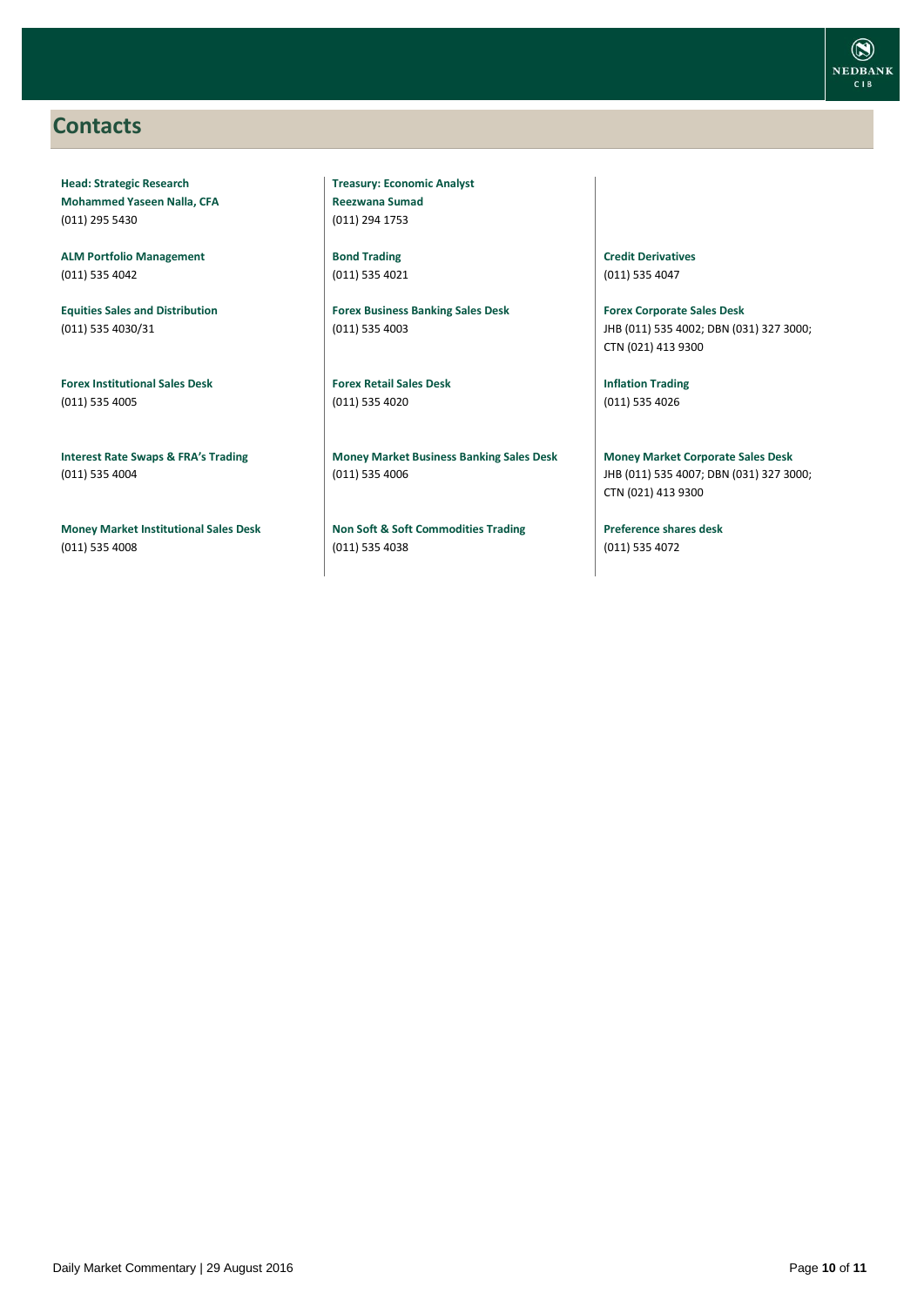## Contacts

**Head: Strategic Research**
**Mohammed Yaseen Nalla, CFA**
(011) 295 5430

**ALM Portfolio Management**
(011) 535 4042

**Equities Sales and Distribution**
(011) 535 4030/31

**Forex Institutional Sales Desk**
(011) 535 4005

**Interest Rate Swaps & FRA's Trading**
(011) 535 4004

**Money Market Institutional Sales Desk**
(011) 535 4008

**Treasury: Economic Analyst**
**Reezwana Sumad**
(011) 294 1753

**Bond Trading**
(011) 535 4021

**Forex Business Banking Sales Desk**
(011) 535 4003

**Forex Retail Sales Desk**
(011) 535 4020

**Money Market Business Banking Sales Desk**
(011) 535 4006

**Non Soft & Soft Commodities Trading**
(011) 535 4038

**Credit Derivatives**
(011) 535 4047

**Forex Corporate Sales Desk**
JHB (011) 535 4002; DBN (031) 327 3000; CTN (021) 413 9300

**Inflation Trading**
(011) 535 4026

**Money Market Corporate Sales Desk**
JHB (011) 535 4007; DBN (031) 327 3000; CTN (021) 413 9300

**Preference shares desk**
(011) 535 4072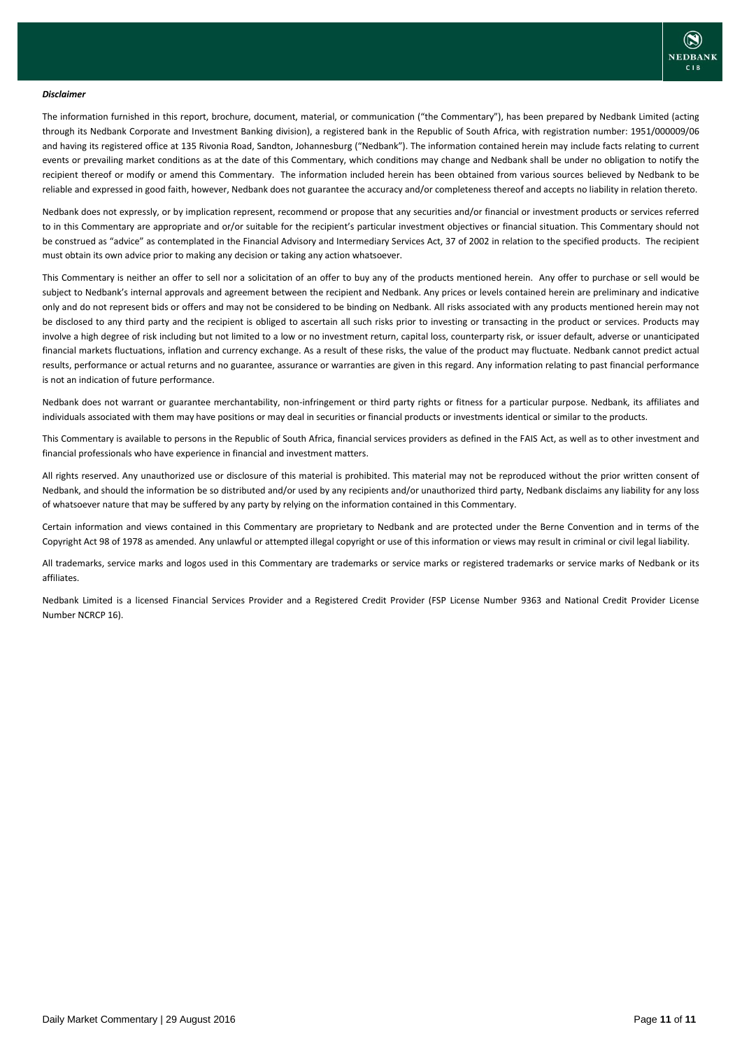***Disclaimer***

The information furnished in this report, brochure, document, material, or communication ("the Commentary"), has been prepared by Nedbank Limited (acting through its Nedbank Corporate and Investment Banking division), a registered bank in the Republic of South Africa, with registration number: 1951/000009/06 and having its registered office at 135 Rivonia Road, Sandton, Johannesburg ("Nedbank"). The information contained herein may include facts relating to current events or prevailing market conditions as at the date of this Commentary, which conditions may change and Nedbank shall be under no obligation to notify the recipient thereof or modify or amend this Commentary. The information included herein has been obtained from various sources believed by Nedbank to be reliable and expressed in good faith, however, Nedbank does not guarantee the accuracy and/or completeness thereof and accepts no liability in relation thereto.

Nedbank does not expressly, or by implication represent, recommend or propose that any securities and/or financial or investment products or services referred to in this Commentary are appropriate and or/or suitable for the recipient's particular investment objectives or financial situation. This Commentary should not be construed as "advice" as contemplated in the Financial Advisory and Intermediary Services Act, 37 of 2002 in relation to the specified products. The recipient must obtain its own advice prior to making any decision or taking any action whatsoever.

This Commentary is neither an offer to sell nor a solicitation of an offer to buy any of the products mentioned herein. Any offer to purchase or sell would be subject to Nedbank's internal approvals and agreement between the recipient and Nedbank. Any prices or levels contained herein are preliminary and indicative only and do not represent bids or offers and may not be considered to be binding on Nedbank. All risks associated with any products mentioned herein may not be disclosed to any third party and the recipient is obliged to ascertain all such risks prior to investing or transacting in the product or services. Products may involve a high degree of risk including but not limited to a low or no investment return, capital loss, counterparty risk, or issuer default, adverse or unanticipated financial markets fluctuations, inflation and currency exchange. As a result of these risks, the value of the product may fluctuate. Nedbank cannot predict actual results, performance or actual returns and no guarantee, assurance or warranties are given in this regard. Any information relating to past financial performance is not an indication of future performance.

Nedbank does not warrant or guarantee merchantability, non-infringement or third party rights or fitness for a particular purpose. Nedbank, its affiliates and individuals associated with them may have positions or may deal in securities or financial products or investments identical or similar to the products.

This Commentary is available to persons in the Republic of South Africa, financial services providers as defined in the FAIS Act, as well as to other investment and financial professionals who have experience in financial and investment matters.

All rights reserved. Any unauthorized use or disclosure of this material is prohibited. This material may not be reproduced without the prior written consent of Nedbank, and should the information be so distributed and/or used by any recipients and/or unauthorized third party, Nedbank disclaims any liability for any loss of whatsoever nature that may be suffered by any party by relying on the information contained in this Commentary.

Certain information and views contained in this Commentary are proprietary to Nedbank and are protected under the Berne Convention and in terms of the Copyright Act 98 of 1978 as amended. Any unlawful or attempted illegal copyright or use of this information or views may result in criminal or civil legal liability.

All trademarks, service marks and logos used in this Commentary are trademarks or service marks or registered trademarks or service marks of Nedbank or its affiliates.

Nedbank Limited is a licensed Financial Services Provider and a Registered Credit Provider (FSP License Number 9363 and National Credit Provider License Number NCRCP 16).